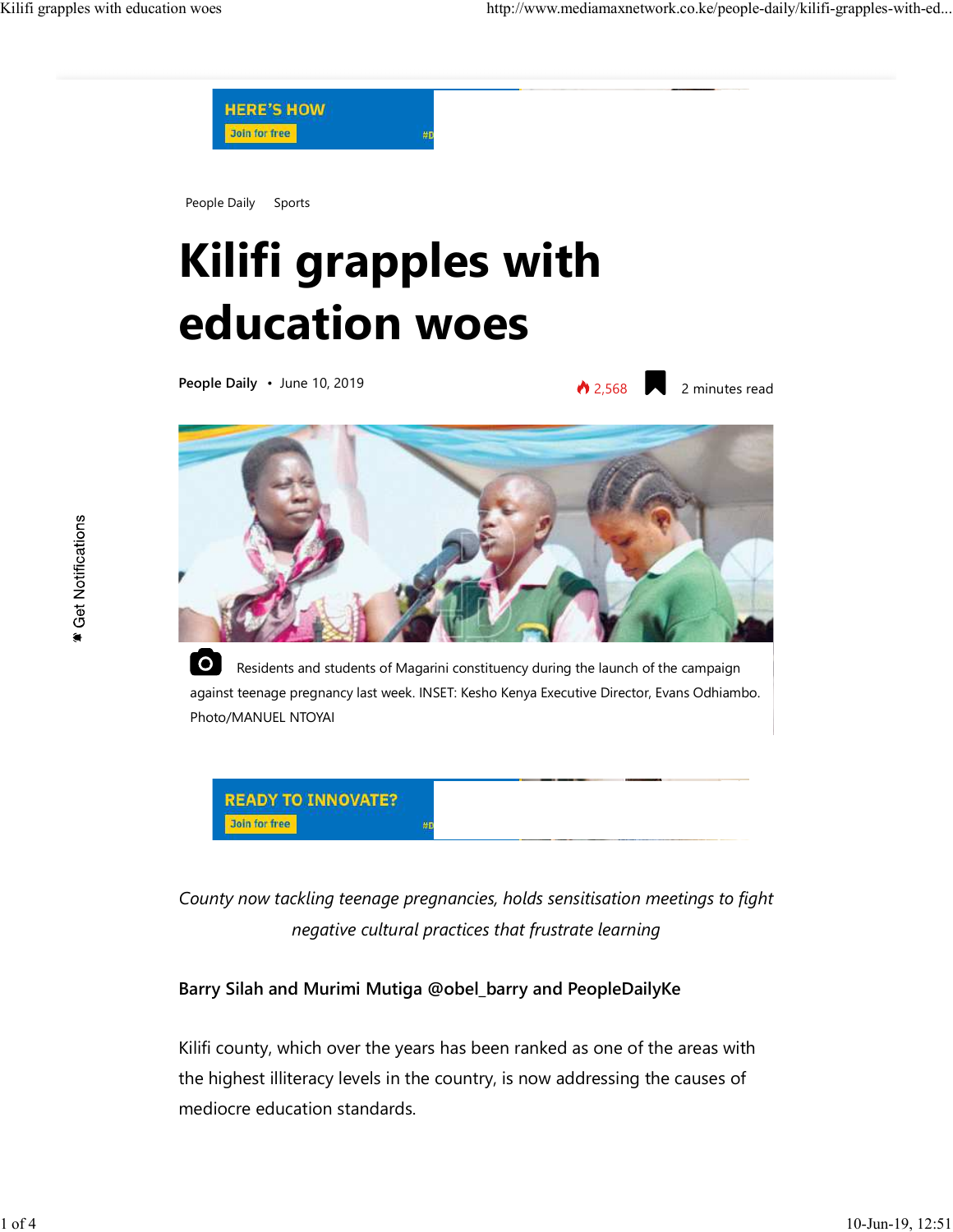People Daily Sports

# Kilifi grapples with education woes

**People Daily** • June 10, 2019

2,568 2 minutes read

Residents and students of Magarini constituency during the launch of the campaign against teenage pregnancy last week. INSET: Kesho Kenya Executive Director, Evans Odhiambo. Photo/MANUEL NTOYAI

*County now tackling teenage pregnancies, holds sensitisation meetings to fight negative cultural practices that frustrate learning*

**Barry Silah and Murimi Mutiga @obel_barry and PeopleDailyKe**

Kilifi county, which over the years has been ranked as one of the areas with the highest illiteracy levels in the country, is now addressing the causes of mediocre education standards.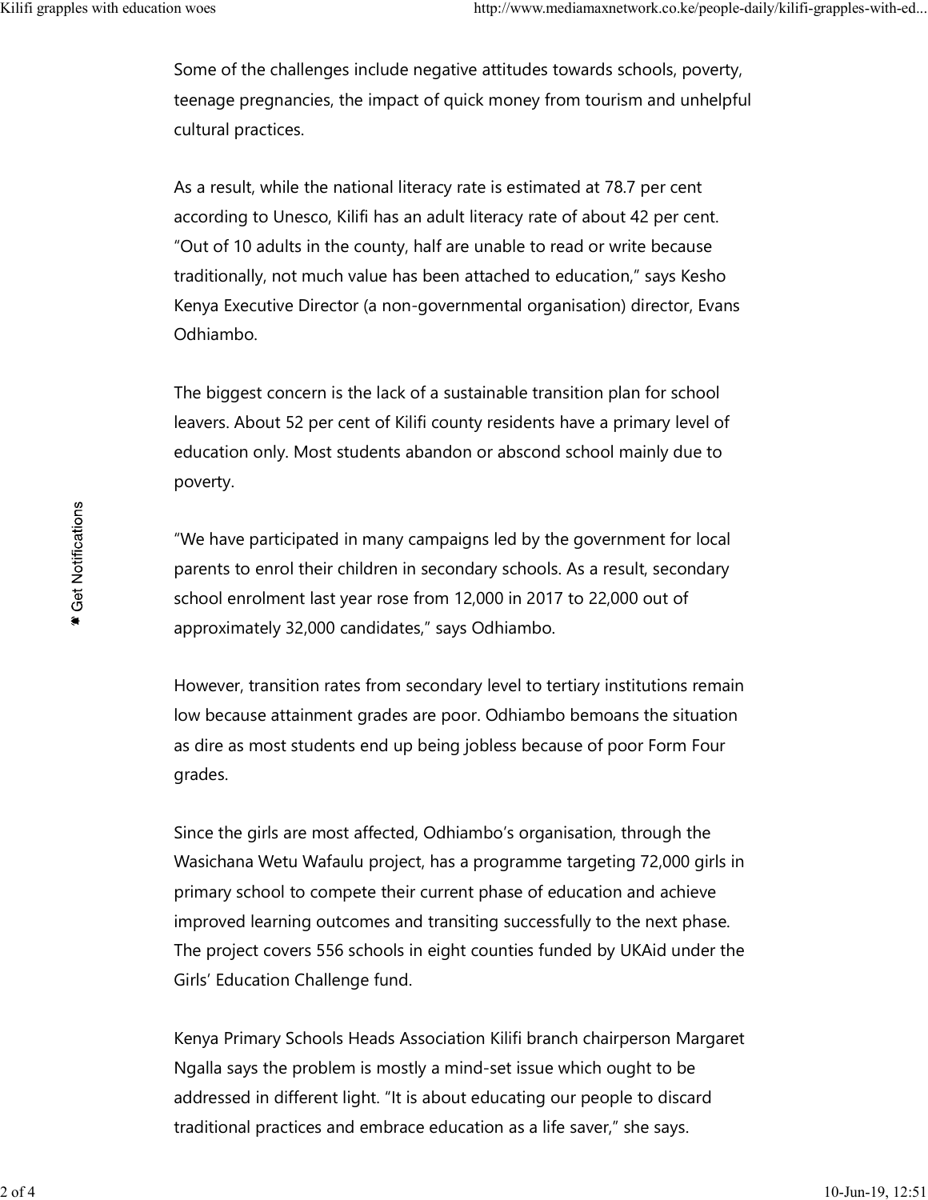Some of the challenges include negative attitudes towards schools, poverty, teenage pregnancies, the impact of quick money from tourism and unhelpful cultural practices.

As a result, while the national literacy rate is estimated at 78.7 per cent according to Unesco, Kilifi has an adult literacy rate of about 42 per cent. "Out of 10 adults in the county, half are unable to read or write because traditionally, not much value has been attached to education," says Kesho Kenya Executive Director (a non-governmental organisation) director, Evans Odhiambo.

The biggest concern is the lack of a sustainable transition plan for school leavers. About 52 per cent of Kilifi county residents have a primary level of education only. Most students abandon or abscond school mainly due to poverty.

"We have participated in many campaigns led by the government for local parents to enrol their children in secondary schools. As a result, secondary school enrolment last year rose from 12,000 in 2017 to 22,000 out of approximately 32,000 candidates," says Odhiambo.

However, transition rates from secondary level to tertiary institutions remain low because attainment grades are poor. Odhiambo bemoans the situation as dire as most students end up being jobless because of poor Form Four grades.

Since the girls are most affected, Odhiambo's organisation, through the Wasichana Wetu Wafaulu project, has a programme targeting 72,000 girls in primary school to compete their current phase of education and achieve improved learning outcomes and transiting successfully to the next phase. The project covers 556 schools in eight counties funded by UKAid under the Girls' Education Challenge fund.

Kenya Primary Schools Heads Association Kilifi branch chairperson Margaret Ngalla says the problem is mostly a mind-set issue which ought to be addressed in different light. "It is about educating our people to discard traditional practices and embrace education as a life saver," she says.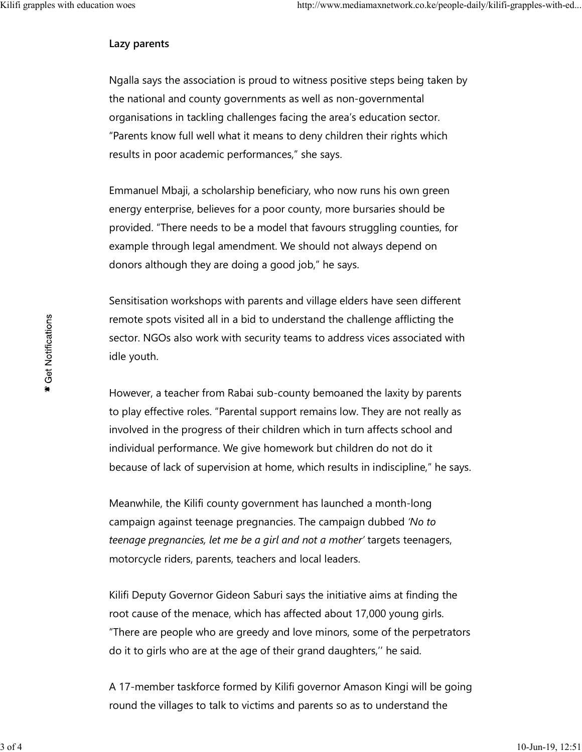### Lazy parents

Ngalla says the association is proud to witness positive steps being taken by the national and county governments as well as non-governmental organisations in tackling challenges facing the area's education sector. "Parents know full well what it means to deny children their rights which results in poor academic performances," she says.

Emmanuel Mbaji, a scholarship beneficiary, who now runs his own green energy enterprise, believes for a poor county, more bursaries should be provided. "There needs to be a model that favours struggling counties, for example through legal amendment. We should not always depend on donors although they are doing a good job," he says.

Sensitisation workshops with parents and village elders have seen different remote spots visited all in a bid to understand the challenge afflicting the sector. NGOs also work with security teams to address vices associated with idle youth.

However, a teacher from Rabai sub-county bemoaned the laxity by parents to play effective roles. "Parental support remains low. They are not really as involved in the progress of their children which in turn affects school and individual performance. We give homework but children do not do it because of lack of supervision at home, which results in indiscipline," he says.

Meanwhile, the Kilifi county government has launched a month-long campaign against teenage pregnancies. The campaign dubbed *'No to teenage pregnancies, let me be a girl and not a mother'* targets teenagers, motorcycle riders, parents, teachers and local leaders.

Kilifi Deputy Governor Gideon Saburi says the initiative aims at finding the root cause of the menace, which has affected about 17,000 young girls. "There are people who are greedy and love minors, some of the perpetrators do it to girls who are at the age of their grand daughters,'' he said.

A 17-member taskforce formed by Kilifi governor Amason Kingi will be going round the villages to talk to victims and parents so as to understand the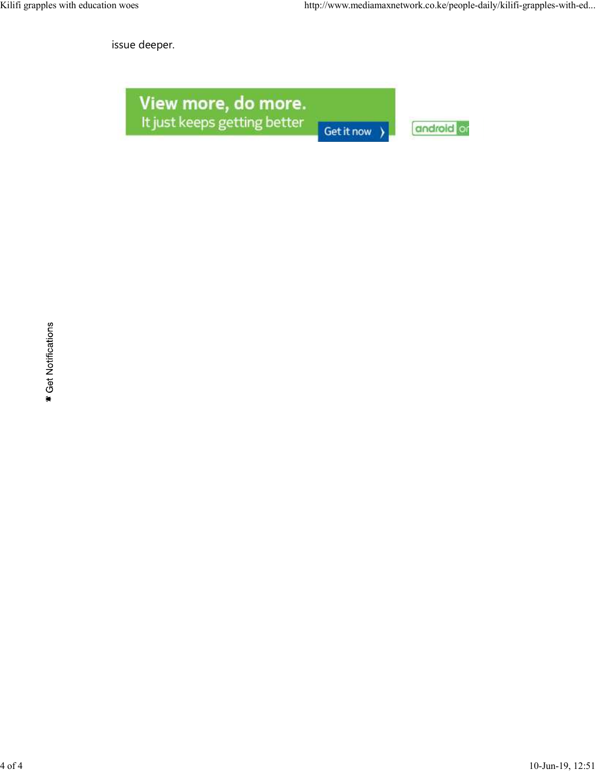issue deeper.